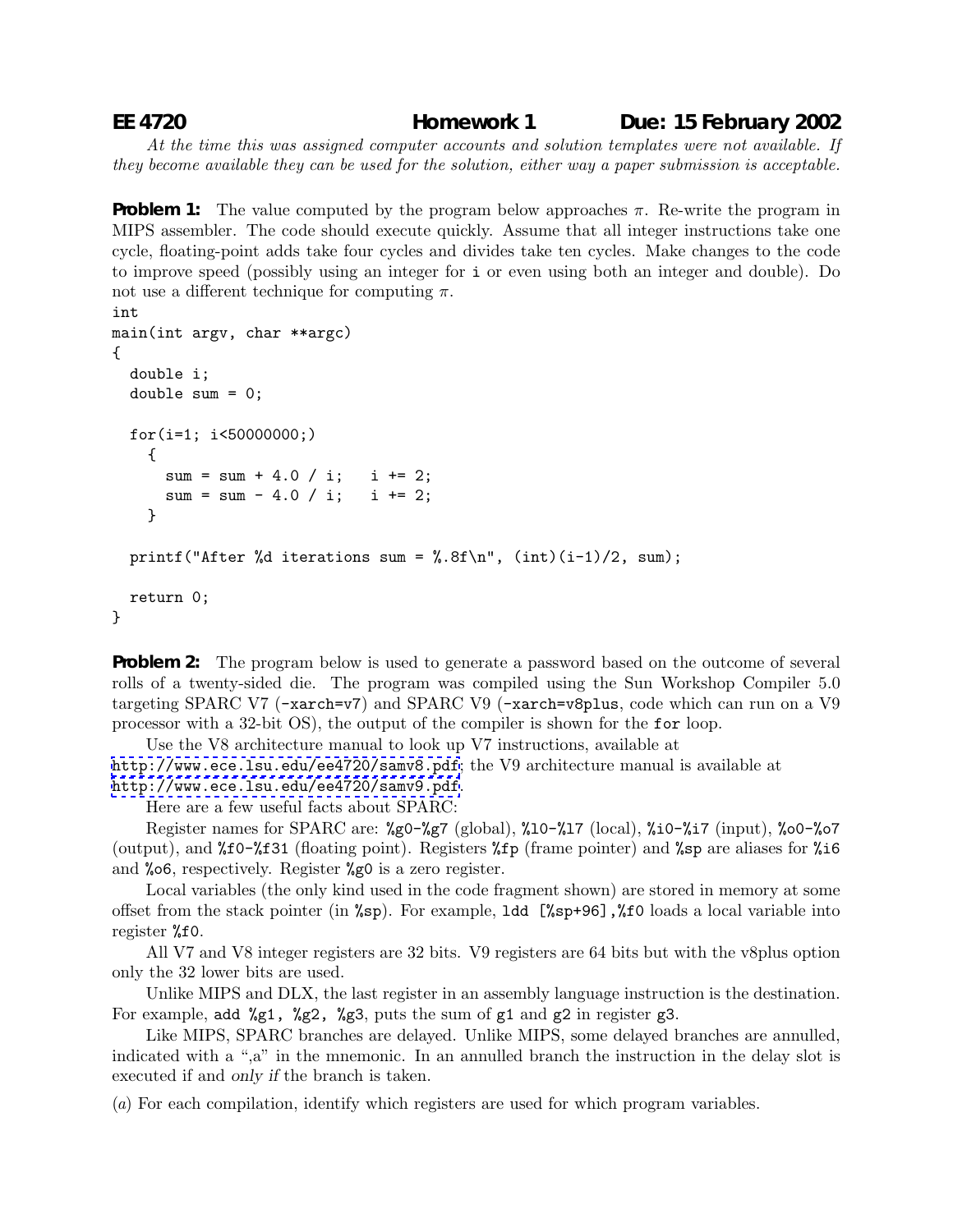**EE 4720 Homework 1 Due: 15 February 2002**

*At the time this was assigned computer accounts and solution templates were not available. If they become available they can be used for the solution, either way a paper submission is acceptable.*

**Problem 1:** The value computed by the program below approaches $\pi$. Re-write the program in MIPS assembler. The code should execute quickly. Assume that all integer instructions take one cycle, floating-point adds take four cycles and divides take ten cycles. Make changes to the code to improve speed (possibly using an integer for `i` or even using both an integer and double). Do not use a different technique for computing $\pi$.

```
int
main(int argv, char **argc)
{
  double i;
  double sum = 0;

  for(i=1; i<50000000;)
    {
      sum = sum + 4.0 / i;   i += 2;
      sum = sum - 4.0 / i;   i += 2;
    }

  printf("After %d iterations sum = %.8f\n", (int)(i-1)/2, sum);

  return 0;
}
```

**Problem 2:** The program below is used to generate a password based on the outcome of several rolls of a twenty-sided die. The program was compiled using the Sun Workshop Compiler 5.0 targeting SPARC V7 (`-xarch=v7`) and SPARC V9 (`-xarch=v8plus`, code which can run on a V9 processor with a 32-bit OS), the output of the compiler is shown for the `for` loop.

Use the V8 architecture manual to look up V7 instructions, available at http://www.ece.lsu.edu/ee4720/samv8.pdf; the V9 architecture manual is available at http://www.ece.lsu.edu/ee4720/samv9.pdf.

Here are a few useful facts about SPARC:

Register names for SPARC are: `%g0`-`%g7` (global), `%l0`-`%l7` (local), `%i0`-`%i7` (input), `%o0`-`%o7` (output), and `%f0`-`%f31` (floating point). Registers `%fp` (frame pointer) and `%sp` are aliases for `%i6` and `%o6`, respectively. Register `%g0` is a zero register.

Local variables (the only kind used in the code fragment shown) are stored in memory at some offset from the stack pointer (in `%sp`). For example, `ldd [%sp+96],%f0` loads a local variable into register `%f0`.

All V7 and V8 integer registers are 32 bits. V9 registers are 64 bits but with the v8plus option only the 32 lower bits are used.

Unlike MIPS and DLX, the last register in an assembly language instruction is the destination. For example, `add %g1, %g2, %g3`, puts the sum of `g1` and `g2` in register `g3`.

Like MIPS, SPARC branches are delayed. Unlike MIPS, some delayed branches are annulled, indicated with a ",a" in the mnemonic. In an annulled branch the instruction in the delay slot is executed if and *only if* the branch is taken.

(*a*) For each compilation, identify which registers are used for which program variables.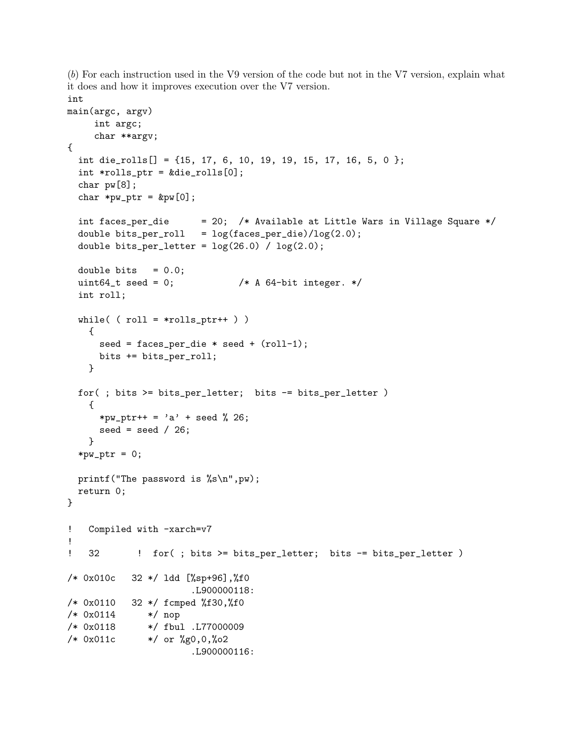(*b*) For each instruction used in the V9 version of the code but not in the V7 version, explain what it does and how it improves execution over the V7 version.

```
int
main(argc, argv)
     int argc;
     char **argv;
{
  int die_rolls[] = {15, 17, 6, 10, 19, 19, 15, 17, 16, 5, 0 };
  int *rolls_ptr = &die_rolls[0];
  char pw[8];
  char *pw_ptr = &pw[0];

  int faces_per_die      = 20;  /* Available at Little Wars in Village Square */
  double bits_per_roll   = log(faces_per_die)/log(2.0);
  double bits_per_letter = log(26.0) / log(2.0);

  double bits   = 0.0;
  uint64_t seed = 0;             /* A 64-bit integer. */
  int roll;

  while( ( roll = *rolls_ptr++ ) )
    {
      seed = faces_per_die * seed + (roll-1);
      bits += bits_per_roll;
    }

  for( ; bits >= bits_per_letter;  bits -= bits_per_letter )
    {
      *pw_ptr++ = 'a' + seed % 26;
      seed = seed / 26;
    }
  *pw_ptr = 0;

  printf("The password is %s\n",pw);
  return 0;
}
```

```
!   Compiled with -xarch=v7
!
!   32      !  for( ; bits >= bits_per_letter;  bits -= bits_per_letter )

/* 0x010c   32 */ ldd [%sp+96],%f0
                  .L900000118:
/* 0x0110   32 */ fcmped %f30,%f0
/* 0x0114      */ nop
/* 0x0118      */ fbul .L77000009
/* 0x011c      */ or %g0,0,%o2
                  .L900000116:
```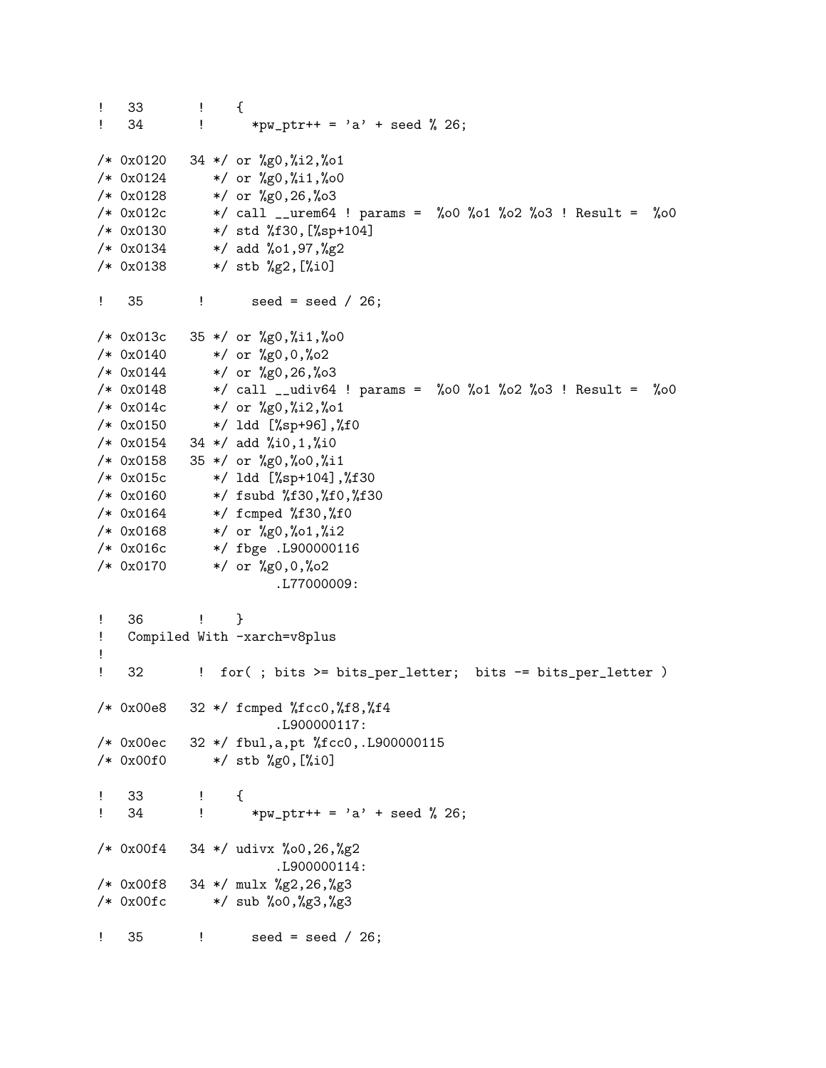```
!   33       !    {
!   34       !      *pw_ptr++ = 'a' + seed % 26;

/* 0x0120   34 */ or %g0,%i2,%o1
/* 0x0124      */ or %g0,%i1,%o0
/* 0x0128      */ or %g0,26,%o3
/* 0x012c      */ call __urem64 ! params =  %o0 %o1 %o2 %o3 ! Result =  %o0
/* 0x0130      */ std %f30,[%sp+104]
/* 0x0134      */ add %o1,97,%g2
/* 0x0138      */ stb %g2,[%i0]

!   35       !      seed = seed / 26;

/* 0x013c   35 */ or %g0,%i1,%o0
/* 0x0140      */ or %g0,0,%o2
/* 0x0144      */ or %g0,26,%o3
/* 0x0148      */ call __udiv64 ! params =  %o0 %o1 %o2 %o3 ! Result =  %o0
/* 0x014c      */ or %g0,%i2,%o1
/* 0x0150      */ ldd [%sp+96],%f0
/* 0x0154   34 */ add %i0,1,%i0
/* 0x0158   35 */ or %g0,%o0,%i1
/* 0x015c      */ ldd [%sp+104],%f30
/* 0x0160      */ fsubd %f30,%f0,%f30
/* 0x0164      */ fcmped %f30,%f0
/* 0x0168      */ or %g0,%o1,%i2
/* 0x016c      */ fbge .L900000116
/* 0x0170      */ or %g0,0,%o2
                       .L77000009:

!   36       !    }
!   Compiled With -xarch=v8plus
!
!   32       !  for( ; bits >= bits_per_letter;  bits -= bits_per_letter )

/* 0x00e8   32 */ fcmped %fcc0,%f8,%f4
                       .L900000117:
/* 0x00ec   32 */ fbul,a,pt %fcc0,.L900000115
/* 0x00f0      */ stb %g0,[%i0]

!   33       !    {
!   34       !      *pw_ptr++ = 'a' + seed % 26;

/* 0x00f4   34 */ udivx %o0,26,%g2
                       .L900000114:
/* 0x00f8   34 */ mulx %g2,26,%g3
/* 0x00fc      */ sub %o0,%g3,%g3

!   35       !      seed = seed / 26;
```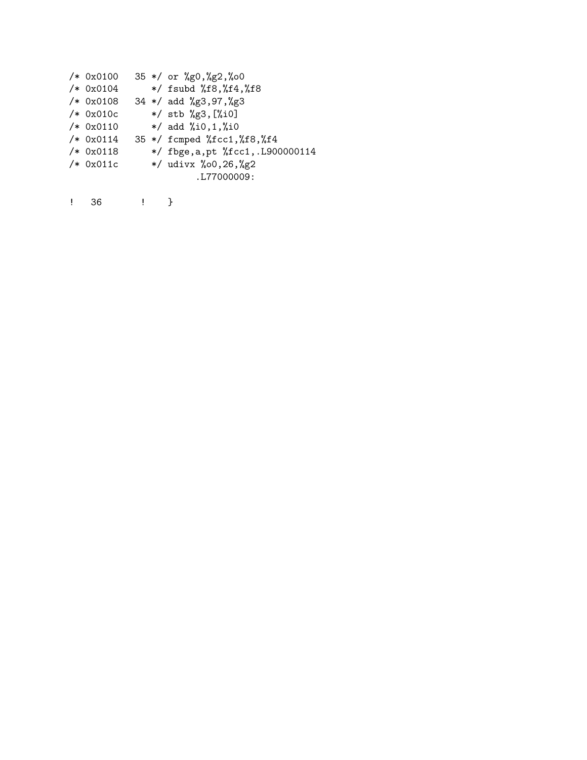```
/* 0x0100   35 */ or %g0,%g2,%o0
/* 0x0104      */ fsubd %f8,%f4,%f8
/* 0x0108   34 */ add %g3,97,%g3
/* 0x010c      */ stb %g3,[%i0]
/* 0x0110      */ add %i0,1,%i0
/* 0x0114   35 */ fcmped %fcc1,%f8,%f4
/* 0x0118      */ fbge,a,pt %fcc1,.L900000114
/* 0x011c      */ udivx %o0,26,%g2
                        .L77000009:

!   36       !    }
```